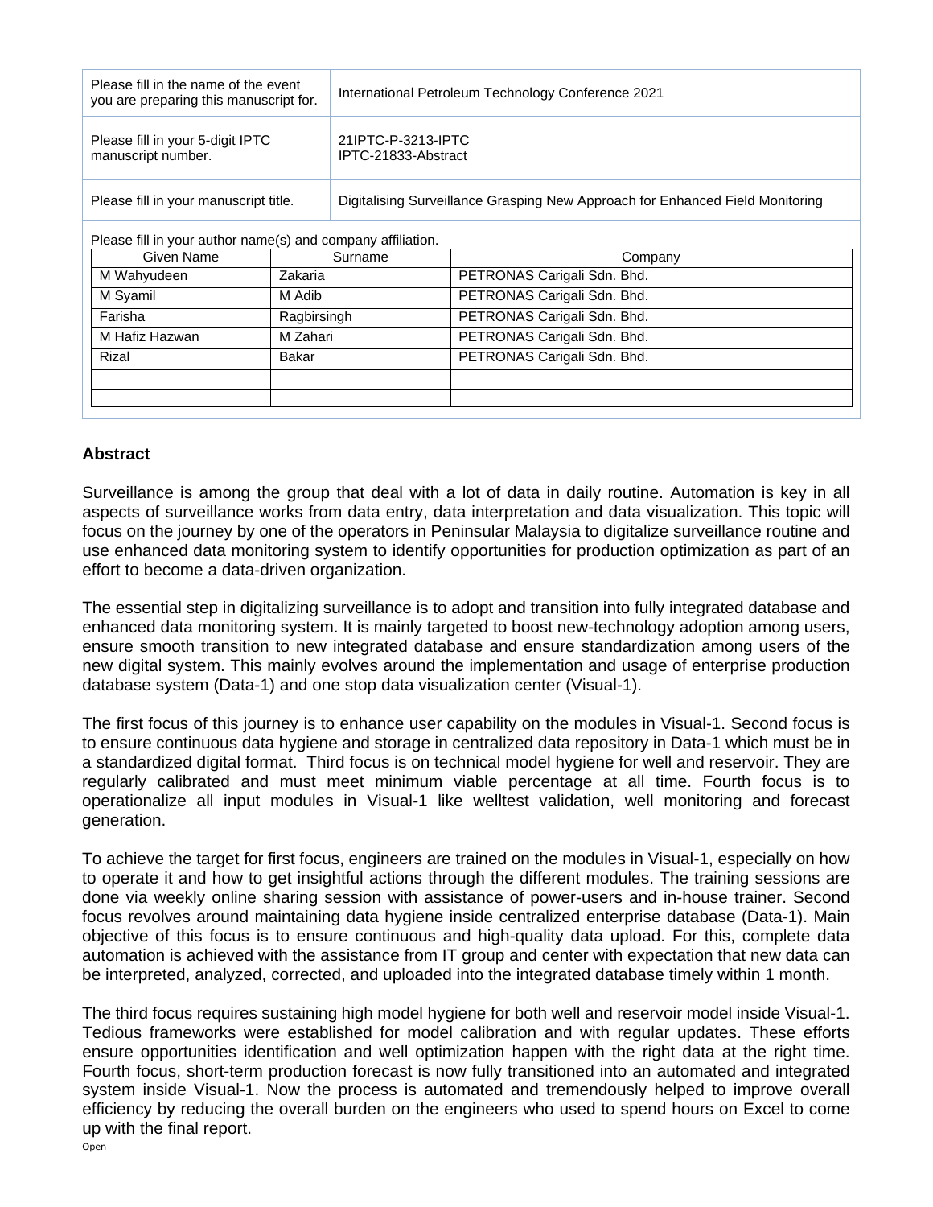| Please fill in the name of the event you are preparing this manuscript for. | International Petroleum Technology Conference 2021 |
| --- | --- |
| Please fill in your 5-digit IPTC manuscript number. | 21IPTC-P-3213-IPTC IPTC-21833-Abstract |
| Please fill in your manuscript title. | Digitalising Surveillance Grasping New Approach for Enhanced Field Monitoring |

Please fill in your author name(s) and company affiliation.

| Given Name | Surname | Company |
| --- | --- | --- |
| M Wahyudeen | Zakaria | PETRONAS Carigali Sdn. Bhd. |
| M Syamil | M Adib | PETRONAS Carigali Sdn. Bhd. |
| Farisha | Ragbirsingh | PETRONAS Carigali Sdn. Bhd. |
| M Hafiz Hazwan | M Zahari | PETRONAS Carigali Sdn. Bhd. |
| Rizal | Bakar | PETRONAS Carigali Sdn. Bhd. |
| | | |
| | | |

## Abstract

Surveillance is among the group that deal with a lot of data in daily routine. Automation is key in all aspects of surveillance works from data entry, data interpretation and data visualization. This topic will focus on the journey by one of the operators in Peninsular Malaysia to digitalize surveillance routine and use enhanced data monitoring system to identify opportunities for production optimization as part of an effort to become a data-driven organization.

The essential step in digitalizing surveillance is to adopt and transition into fully integrated database and enhanced data monitoring system. It is mainly targeted to boost new-technology adoption among users, ensure smooth transition to new integrated database and ensure standardization among users of the new digital system. This mainly evolves around the implementation and usage of enterprise production database system (Data-1) and one stop data visualization center (Visual-1).

The first focus of this journey is to enhance user capability on the modules in Visual-1. Second focus is to ensure continuous data hygiene and storage in centralized data repository in Data-1 which must be in a standardized digital format. Third focus is on technical model hygiene for well and reservoir. They are regularly calibrated and must meet minimum viable percentage at all time. Fourth focus is to operationalize all input modules in Visual-1 like welltest validation, well monitoring and forecast generation.

To achieve the target for first focus, engineers are trained on the modules in Visual-1, especially on how to operate it and how to get insightful actions through the different modules. The training sessions are done via weekly online sharing session with assistance of power-users and in-house trainer. Second focus revolves around maintaining data hygiene inside centralized enterprise database (Data-1). Main objective of this focus is to ensure continuous and high-quality data upload. For this, complete data automation is achieved with the assistance from IT group and center with expectation that new data can be interpreted, analyzed, corrected, and uploaded into the integrated database timely within 1 month.

The third focus requires sustaining high model hygiene for both well and reservoir model inside Visual-1. Tedious frameworks were established for model calibration and with regular updates. These efforts ensure opportunities identification and well optimization happen with the right data at the right time. Fourth focus, short-term production forecast is now fully transitioned into an automated and integrated system inside Visual-1. Now the process is automated and tremendously helped to improve overall efficiency by reducing the overall burden on the engineers who used to spend hours on Excel to come up with the final report.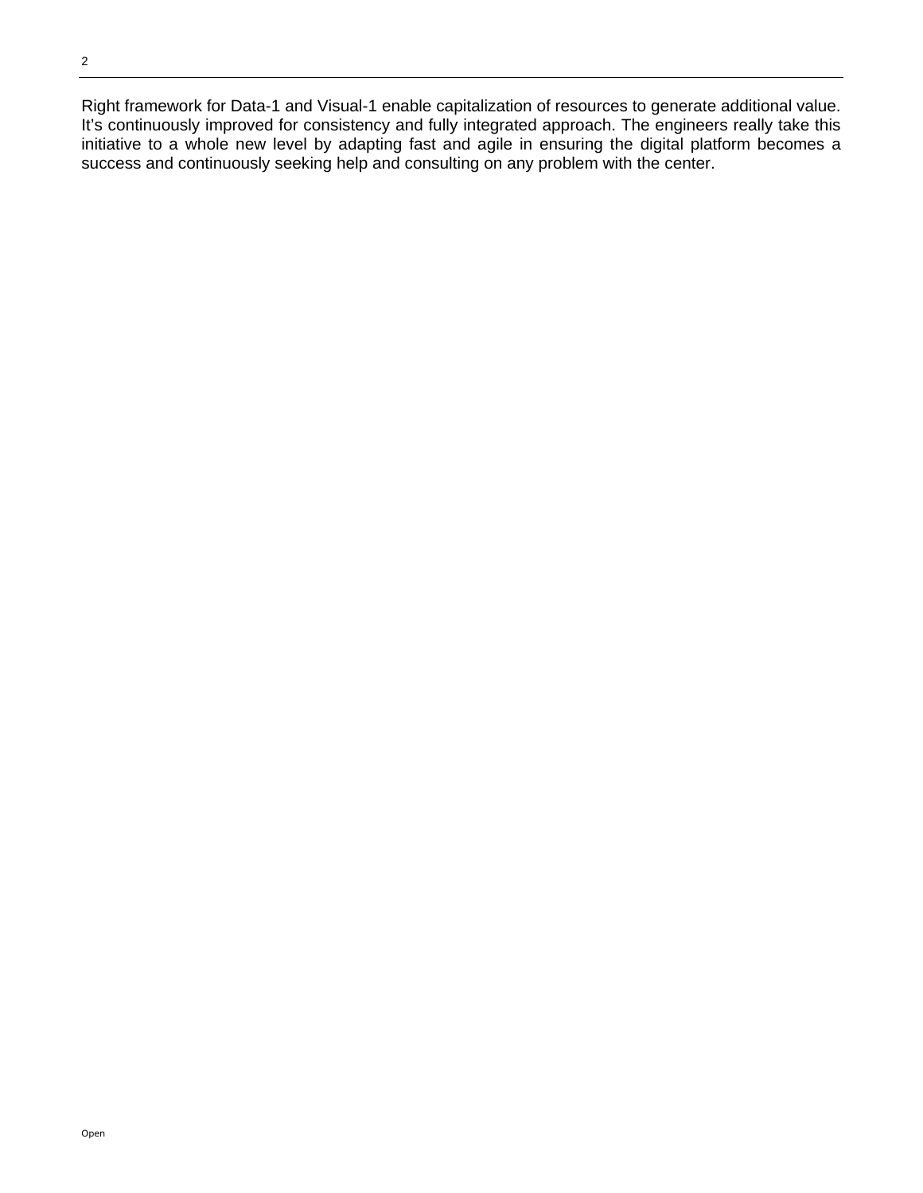Right framework for Data-1 and Visual-1 enable capitalization of resources to generate additional value. It's continuously improved for consistency and fully integrated approach. The engineers really take this initiative to a whole new level by adapting fast and agile in ensuring the digital platform becomes a success and continuously seeking help and consulting on any problem with the center.